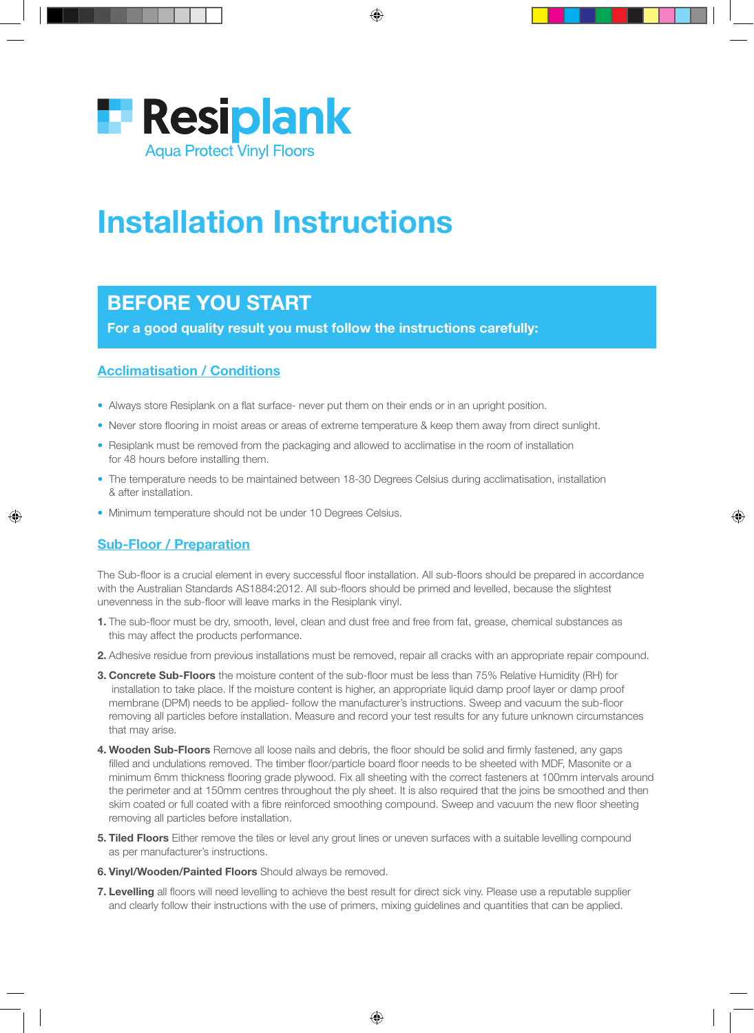# Resiplank

Aqua Protect Vinyl Floors

# Installation Instructions

## BEFORE YOU START

**For a good quality result you must follow the instructions carefully:**

### Acclimatisation / Conditions

- Always store Resiplank on a flat surface- never put them on their ends or in an upright position.
- Never store flooring in moist areas or areas of extreme temperature & keep them away from direct sunlight.
- Resiplank must be removed from the packaging and allowed to acclimatise in the room of installation for 48 hours before installing them.
- The temperature needs to be maintained between 18-30 Degrees Celsius during acclimatisation, installation & after installation.
- Minimum temperature should not be under 10 Degrees Celsius.

### Sub-Floor / Preparation

The Sub-floor is a crucial element in every successful floor installation. All sub-floors should be prepared in accordance with the Australian Standards AS1884:2012. All sub-floors should be primed and levelled, because the slightest unevenness in the sub-floor will leave marks in the Resiplank vinyl.

1. The sub-floor must be dry, smooth, level, clean and dust free and free from fat, grease, chemical substances as this may affect the products performance.
2. Adhesive residue from previous installations must be removed, repair all cracks with an appropriate repair compound.
3. **Concrete Sub-Floors** the moisture content of the sub-floor must be less than 75% Relative Humidity (RH) for installation to take place. If the moisture content is higher, an appropriate liquid damp proof layer or damp proof membrane (DPM) needs to be applied- follow the manufacturer's instructions. Sweep and vacuum the sub-floor removing all particles before installation. Measure and record your test results for any future unknown circumstances that may arise.
4. **Wooden Sub-Floors** Remove all loose nails and debris, the floor should be solid and firmly fastened, any gaps filled and undulations removed. The timber floor/particle board floor needs to be sheeted with MDF, Masonite or a minimum 6mm thickness flooring grade plywood. Fix all sheeting with the correct fasteners at 100mm intervals around the perimeter and at 150mm centres throughout the ply sheet. It is also required that the joins be smoothed and then skim coated or full coated with a fibre reinforced smoothing compound. Sweep and vacuum the new floor sheeting removing all particles before installation.
5. **Tiled Floors** Either remove the tiles or level any grout lines or uneven surfaces with a suitable levelling compound as per manufacturer's instructions.
6. **Vinyl/Wooden/Painted Floors** Should always be removed.
7. **Levelling** all floors will need levelling to achieve the best result for direct sick viny. Please use a reputable supplier and clearly follow their instructions with the use of primers, mixing guidelines and quantities that can be applied.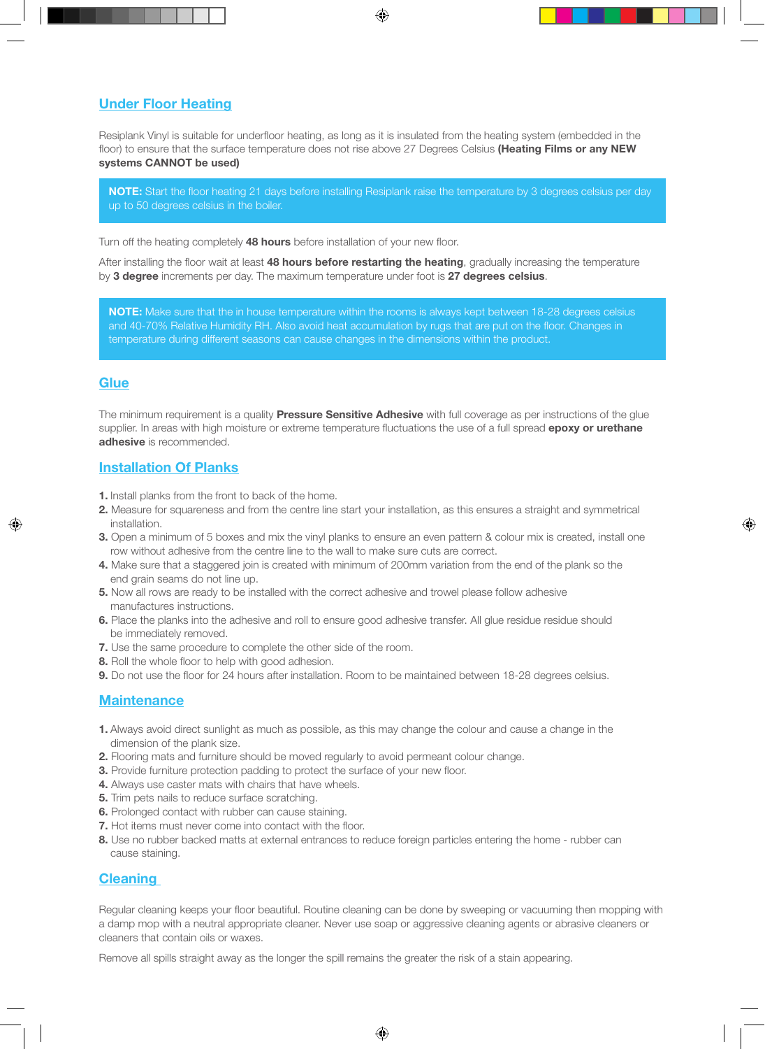## Under Floor Heating

Resiplank Vinyl is suitable for underfloor heating, as long as it is insulated from the heating system (embedded in the floor) to ensure that the surface temperature does not rise above 27 Degrees Celsius **(Heating Films or any NEW systems CANNOT be used)**

> **NOTE:** Start the floor heating 21 days before installing Resiplank raise the temperature by 3 degrees celsius per day up to 50 degrees celsius in the boiler.

Turn off the heating completely **48 hours** before installation of your new floor.

After installing the floor wait at least **48 hours before restarting the heating**, gradually increasing the temperature by **3 degree** increments per day. The maximum temperature under foot is **27 degrees celsius**.

> **NOTE:** Make sure that the in house temperature within the rooms is always kept between 18-28 degrees celsius and 40-70% Relative Humidity RH. Also avoid heat accumulation by rugs that are put on the floor. Changes in temperature during different seasons can cause changes in the dimensions within the product.

## Glue

The minimum requirement is a quality **Pressure Sensitive Adhesive** with full coverage as per instructions of the glue supplier. In areas with high moisture or extreme temperature fluctuations the use of a full spread **epoxy or urethane adhesive** is recommended.

## Installation Of Planks

1. Install planks from the front to back of the home.
2. Measure for squareness and from the centre line start your installation, as this ensures a straight and symmetrical installation.
3. Open a minimum of 5 boxes and mix the vinyl planks to ensure an even pattern & colour mix is created, install one row without adhesive from the centre line to the wall to make sure cuts are correct.
4. Make sure that a staggered join is created with minimum of 200mm variation from the end of the plank so the end grain seams do not line up.
5. Now all rows are ready to be installed with the correct adhesive and trowel please follow adhesive manufactures instructions.
6. Place the planks into the adhesive and roll to ensure good adhesive transfer. All glue residue residue should be immediately removed.
7. Use the same procedure to complete the other side of the room.
8. Roll the whole floor to help with good adhesion.
9. Do not use the floor for 24 hours after installation. Room to be maintained between 18-28 degrees celsius.

## Maintenance

1. Always avoid direct sunlight as much as possible, as this may change the colour and cause a change in the dimension of the plank size.
2. Flooring mats and furniture should be moved regularly to avoid permeant colour change.
3. Provide furniture protection padding to protect the surface of your new floor.
4. Always use caster mats with chairs that have wheels.
5. Trim pets nails to reduce surface scratching.
6. Prolonged contact with rubber can cause staining.
7. Hot items must never come into contact with the floor.
8. Use no rubber backed matts at external entrances to reduce foreign particles entering the home - rubber can cause staining.

## Cleaning

Regular cleaning keeps your floor beautiful. Routine cleaning can be done by sweeping or vacuuming then mopping with a damp mop with a neutral appropriate cleaner. Never use soap or aggressive cleaning agents or abrasive cleaners or cleaners that contain oils or waxes.

Remove all spills straight away as the longer the spill remains the greater the risk of a stain appearing.